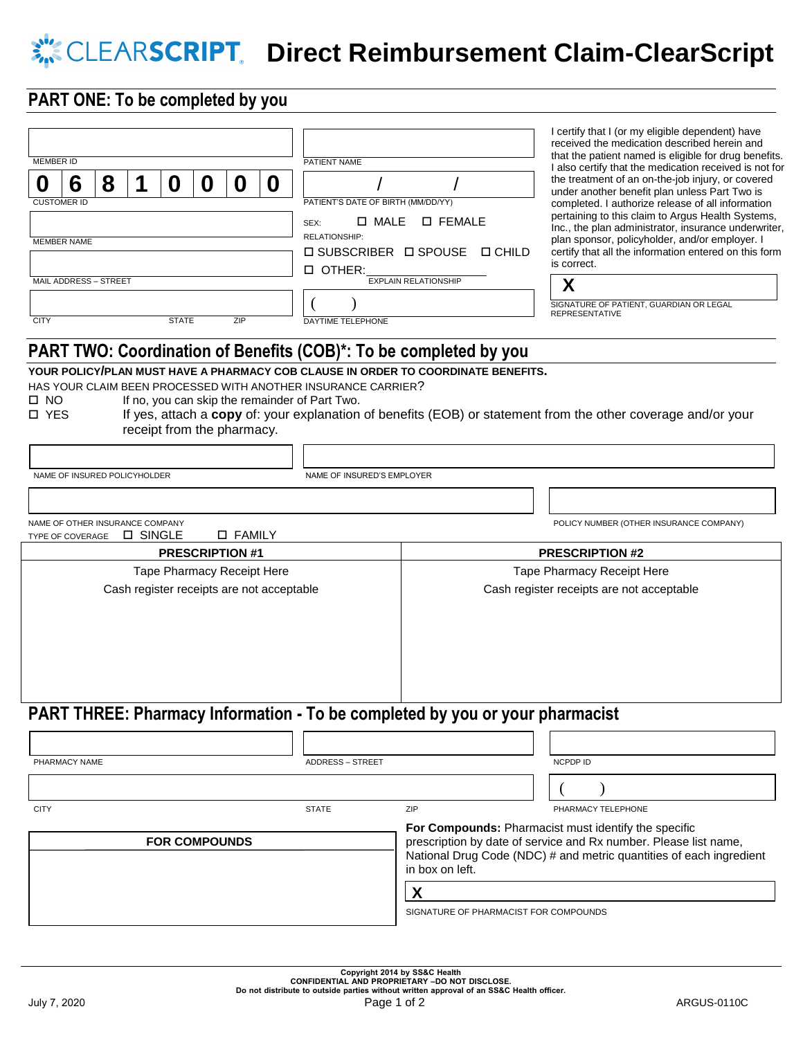# CLEARSCRIPT Direct Reimbursement Claim-ClearScript

## PART ONE: To be completed by you

MEMBER ID

| 0 | 6 | 8 | 1 | 0 | 0 | 0 | 0 |
|---|---|---|---|---|---|---|---|

CUSTOMER ID

MEMBER NAME

MAIL ADDRESS – STREET

CITY STATE ZIP

PATIENT NAME

/ /

PATIENT'S DATE OF BIRTH (MM/DD/YY)

SEX: ☐ MALE ☐ FEMALE

RELATIONSHIP:

☐ SUBSCRIBER ☐ SPOUSE ☐ CHILD

☐ OTHER: ______ EXPLAIN RELATIONSHIP

( )

DAYTIME TELEPHONE

I certify that I (or my eligible dependent) have received the medication described herein and that the patient named is eligible for drug benefits. I also certify that the medication received is not for the treatment of an on-the-job injury, or covered under another benefit plan unless Part Two is completed. I authorize release of all information pertaining to this claim to Argus Health Systems, Inc., the plan administrator, insurance underwriter, plan sponsor, policyholder, and/or employer. I certify that all the information entered on this form is correct.

**X**

SIGNATURE OF PATIENT, GUARDIAN OR LEGAL REPRESENTATIVE

## PART TWO: Coordination of Benefits (COB)*: To be completed by you

**YOUR POLICY/PLAN MUST HAVE A PHARMACY COB CLAUSE IN ORDER TO COORDINATE BENEFITS.**

HAS YOUR CLAIM BEEN PROCESSED WITH ANOTHER INSURANCE CARRIER?

☐ NO If no, you can skip the remainder of Part Two.

☐ YES If yes, attach a **copy** of: your explanation of benefits (EOB) or statement from the other coverage and/or your receipt from the pharmacy.

NAME OF INSURED POLICYHOLDER

NAME OF INSURED'S EMPLOYER

NAME OF OTHER INSURANCE COMPANY

POLICY NUMBER (OTHER INSURANCE COMPANY)

TYPE OF COVERAGE ☐ SINGLE ☐ FAMILY

| PRESCRIPTION #1 | PRESCRIPTION #2 |
|---|---|
| Tape Pharmacy Receipt Here<br>Cash register receipts are not acceptable | Tape Pharmacy Receipt Here<br>Cash register receipts are not acceptable |

## PART THREE: Pharmacy Information - To be completed by you or your pharmacist

PHARMACY NAME

ADDRESS – STREET

NCPDP ID

CITY STATE ZIP

( )

PHARMACY TELEPHONE

| FOR COMPOUNDS |
|---|
| |

**For Compounds:** Pharmacist must identify the specific prescription by date of service and Rx number. Please list name, National Drug Code (NDC) # and metric quantities of each ingredient in box on left.

**X**

SIGNATURE OF PHARMACIST FOR COMPOUNDS

Copyright 2014 by SS&C Health
CONFIDENTIAL AND PROPRIETARY –DO NOT DISCLOSE.
Do not distribute to outside parties without written approval of an SS&C Health officer.

July 7, 2020

ARGUS-0110C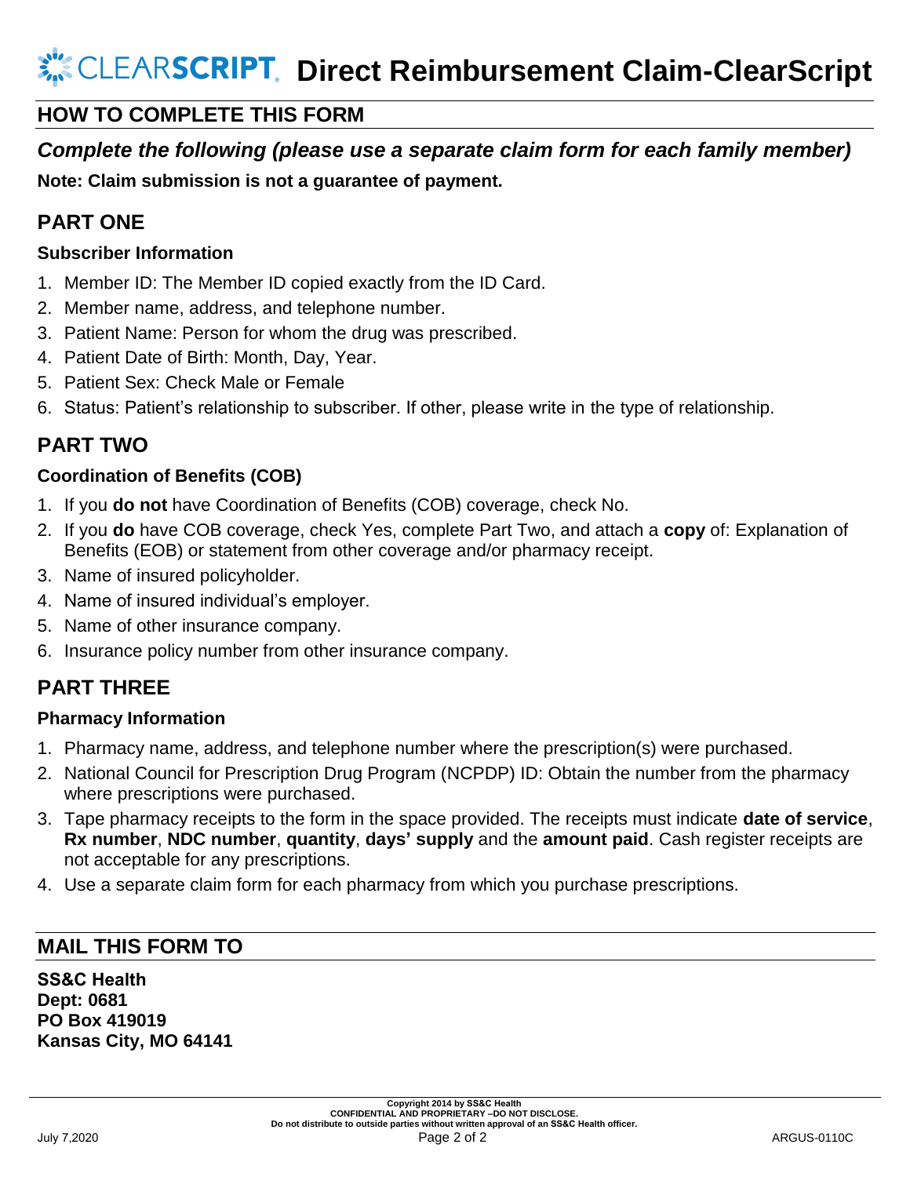# CLEARSCRIPT Direct Reimbursement Claim-ClearScript

## HOW TO COMPLETE THIS FORM

### *Complete the following (please use a separate claim form for each family member)*

**Note: Claim submission is not a guarantee of payment.**

## PART ONE

### Subscriber Information

1. Member ID: The Member ID copied exactly from the ID Card.
2. Member name, address, and telephone number.
3. Patient Name: Person for whom the drug was prescribed.
4. Patient Date of Birth: Month, Day, Year.
5. Patient Sex: Check Male or Female
6. Status: Patient's relationship to subscriber. If other, please write in the type of relationship.

## PART TWO

### Coordination of Benefits (COB)

1. If you **do not** have Coordination of Benefits (COB) coverage, check No.
2. If you **do** have COB coverage, check Yes, complete Part Two, and attach a **copy** of: Explanation of Benefits (EOB) or statement from other coverage and/or pharmacy receipt.
3. Name of insured policyholder.
4. Name of insured individual's employer.
5. Name of other insurance company.
6. Insurance policy number from other insurance company.

## PART THREE

### Pharmacy Information

1. Pharmacy name, address, and telephone number where the prescription(s) were purchased.
2. National Council for Prescription Drug Program (NCPDP) ID: Obtain the number from the pharmacy where prescriptions were purchased.
3. Tape pharmacy receipts to the form in the space provided. The receipts must indicate **date of service**, **Rx number**, **NDC number**, **quantity**, **days' supply** and the **amount paid**. Cash register receipts are not acceptable for any prescriptions.
4. Use a separate claim form for each pharmacy from which you purchase prescriptions.

## MAIL THIS FORM TO

**SS&C Health**
**Dept: 0681**
**PO Box 419019**
**Kansas City, MO 64141**

Copyright 2014 by SS&C Health
CONFIDENTIAL AND PROPRIETARY –DO NOT DISCLOSE.
Do not distribute to outside parties without written approval of an SS&C Health officer.

July 7,2020 ARGUS-0110C